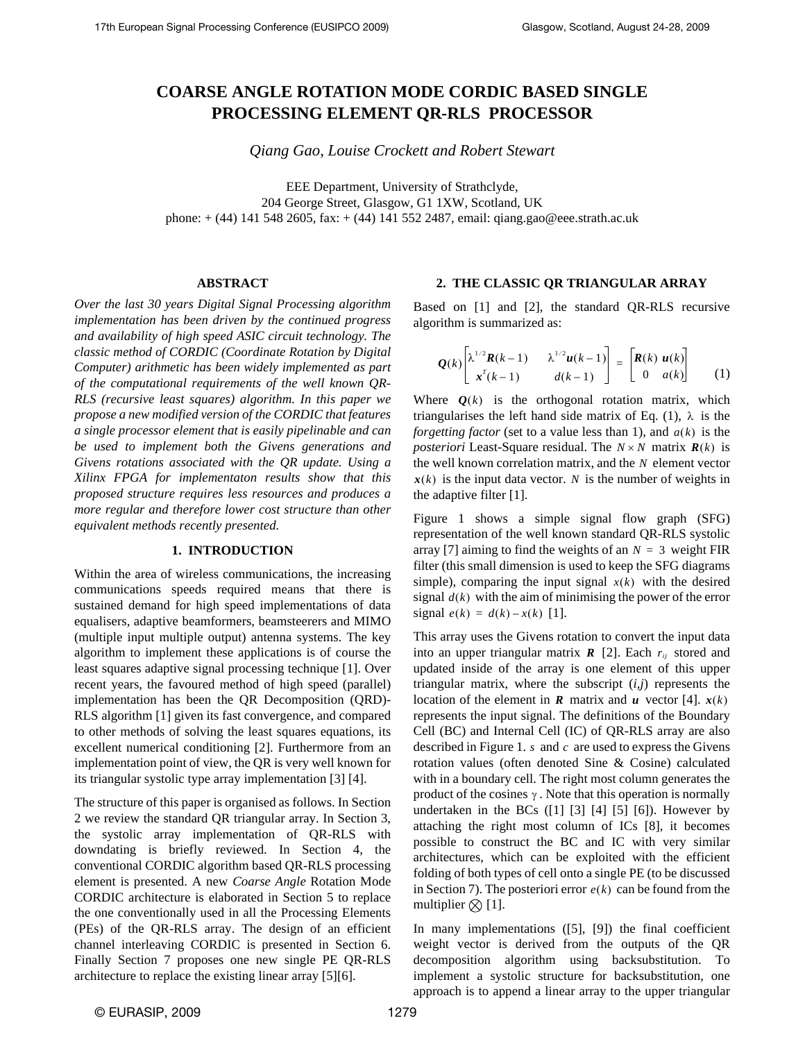# COARSE ANGLE ROTATION MODE CORDIC BASED SINGLE PROCESSING ELEMENT QR-RLS PROCESSOR

*Qiang Gao, Louise Crockett and Robert Stewart*

EEE Department, University of Strathclyde,
204 George Street, Glasgow, G1 1XW, Scotland, UK
phone: + (44) 141 548 2605, fax: + (44) 141 552 2487, email: qiang.gao@eee.strath.ac.uk

## ABSTRACT

*Over the last 30 years Digital Signal Processing algorithm implementation has been driven by the continued progress and availability of high speed ASIC circuit technology. The classic method of CORDIC (Coordinate Rotation by Digital Computer) arithmetic has been widely implemented as part of the computational requirements of the well known QR-RLS (recursive least squares) algorithm. In this paper we propose a new modified version of the CORDIC that features a single processor element that is easily pipelinable and can be used to implement both the Givens generations and Givens rotations associated with the QR update. Using a Xilinx FPGA for implementaton results show that this proposed structure requires less resources and produces a more regular and therefore lower cost structure than other equivalent methods recently presented.*

## 1. INTRODUCTION

Within the area of wireless communications, the increasing communications speeds required means that there is sustained demand for high speed implementations of data equalisers, adaptive beamformers, beamsteerers and MIMO (multiple input multiple output) antenna systems. The key algorithm to implement these applications is of course the least squares adaptive signal processing technique [1]. Over recent years, the favoured method of high speed (parallel) implementation has been the QR Decomposition (QRD)-RLS algorithm [1] given its fast convergence, and compared to other methods of solving the least squares equations, its excellent numerical conditioning [2]. Furthermore from an implementation point of view, the QR is very well known for its triangular systolic type array implementation [3] [4].

The structure of this paper is organised as follows. In Section 2 we review the standard QR triangular array. In Section 3, the systolic array implementation of QR-RLS with downdating is briefly reviewed. In Section 4, the conventional CORDIC algorithm based QR-RLS processing element is presented. A new *Coarse Angle* Rotation Mode CORDIC architecture is elaborated in Section 5 to replace the one conventionally used in all the Processing Elements (PEs) of the QR-RLS array. The design of an efficient channel interleaving CORDIC is presented in Section 6. Finally Section 7 proposes one new single PE QR-RLS architecture to replace the existing linear array [5][6].

## 2. THE CLASSIC QR TRIANGULAR ARRAY

Based on [1] and [2], the standard QR-RLS recursive algorithm is summarized as:

$$\boldsymbol{Q}(k)\begin{bmatrix}\lambda^{1/2}\boldsymbol{R}(k-1) & \lambda^{1/2}\boldsymbol{u}(k-1)\\ \boldsymbol{x}^T(k-1) & d(k-1)\end{bmatrix} = \begin{bmatrix}\boldsymbol{R}(k) & \boldsymbol{u}(k)\\ 0 & a(k)\end{bmatrix} \quad (1)$$

Where $\boldsymbol{Q}(k)$ is the orthogonal rotation matrix, which triangularises the left hand side matrix of Eq. (1), $\lambda$ is the *forgetting factor* (set to a value less than 1), and $a(k)$ is the *posteriori* Least-Square residual. The $N \times N$ matrix $\boldsymbol{R}(k)$ is the well known correlation matrix, and the $N$ element vector $\boldsymbol{x}(k)$ is the input data vector. $N$ is the number of weights in the adaptive filter [1].

Figure 1 shows a simple signal flow graph (SFG) representation of the well known standard QR-RLS systolic array [7] aiming to find the weights of an $N = 3$ weight FIR filter (this small dimension is used to keep the SFG diagrams simple), comparing the input signal $x(k)$ with the desired signal $d(k)$ with the aim of minimising the power of the error signal $e(k) = d(k) - x(k)$ [1].

This array uses the Givens rotation to convert the input data into an upper triangular matrix $\boldsymbol{R}$ [2]. Each $r_{ij}$ stored and updated inside of the array is one element of this upper triangular matrix, where the subscript (*i*,*j*) represents the location of the element in $\boldsymbol{R}$ matrix and $\boldsymbol{u}$ vector [4]. $\boldsymbol{x}(k)$ represents the input signal. The definitions of the Boundary Cell (BC) and Internal Cell (IC) of QR-RLS array are also described in Figure 1. $s$ and $c$ are used to express the Givens rotation values (often denoted Sine & Cosine) calculated with in a boundary cell. The right most column generates the product of the cosines $\gamma$. Note that this operation is normally undertaken in the BCs ([1] [3] [4] [5] [6]). However by attaching the right most column of ICs [8], it becomes possible to construct the BC and IC with very similar architectures, which can be exploited with the efficient folding of both types of cell onto a single PE (to be discussed in Section 7). The posteriori error $e(k)$ can be found from the multiplier $\otimes$ [1].

In many implementations ([5], [9]) the final coefficient weight vector is derived from the outputs of the QR decomposition algorithm using backsubstitution. To implement a systolic structure for backsubstitution, one approach is to append a linear array to the upper triangular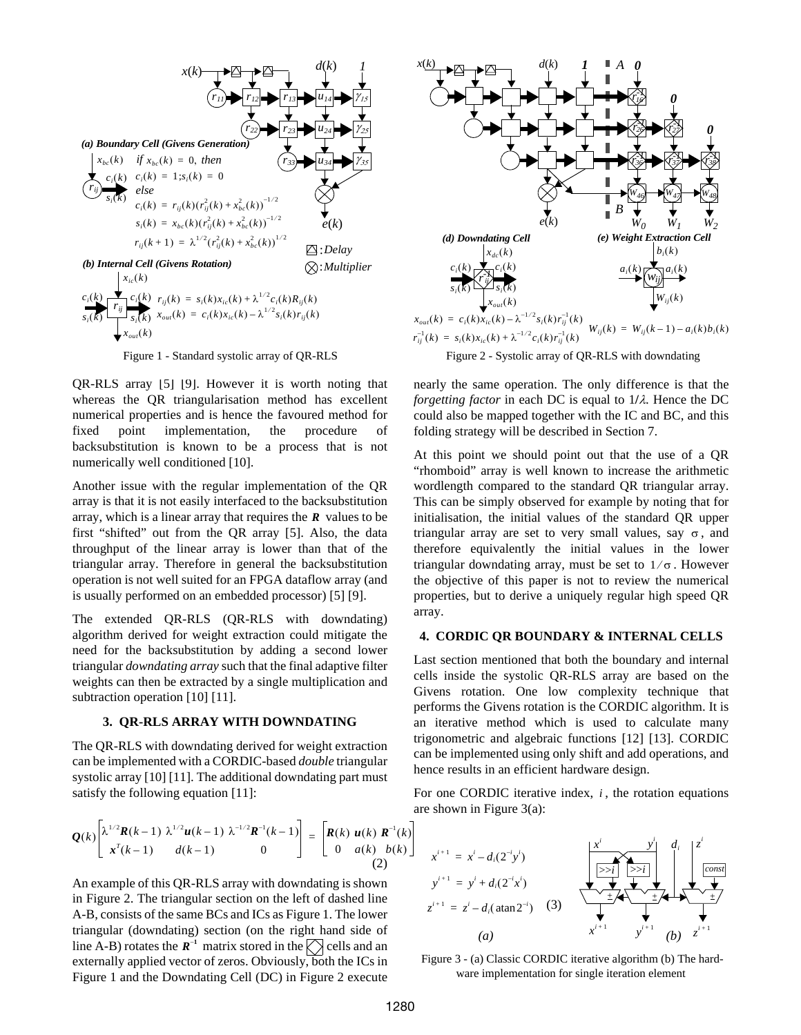Figure 1 - Standard systolic array of QR-RLS

Figure 2 - Systolic array of QR-RLS with downdating

QR-RLS array [5] [9]. However it is worth noting that whereas the QR triangularisation method has excellent numerical properties and is hence the favoured method for fixed point implementation, the procedure of backsubstitution is known to be a process that is not numerically well conditioned [10].

Another issue with the regular implementation of the QR array is that it is not easily interfaced to the backsubstitution array, which is a linear array that requires the $\boldsymbol{R}$ values to be first "shifted" out from the QR array [5]. Also, the data throughput of the linear array is lower than that of the triangular array. Therefore in general the backsubstitution operation is not well suited for an FPGA dataflow array (and is usually performed on an embedded processor) [5] [9].

The extended QR-RLS (QR-RLS with downdating) algorithm derived for weight extraction could mitigate the need for the backsubstitution by adding a second lower triangular *downdating array* such that the final adaptive filter weights can then be extracted by a single multiplication and subtraction operation [10] [11].

### 3. QR-RLS ARRAY WITH DOWNDATING

The QR-RLS with downdating derived for weight extraction can be implemented with a CORDIC-based *double* triangular systolic array [10] [11]. The additional downdating part must satisfy the following equation [11]:

$$\boldsymbol{Q}(k)\begin{bmatrix} \lambda^{1/2}\boldsymbol{R}(k-1) & \lambda^{1/2}\boldsymbol{u}(k-1) & \lambda^{-1/2}\boldsymbol{R}^{-1}(k-1) \\ \boldsymbol{x}^T(k-1) & d(k-1) & 0 \end{bmatrix} = \begin{bmatrix} \boldsymbol{R}(k) & \boldsymbol{u}(k) & \boldsymbol{R}^{-1}(k) \\ 0 & a(k) & b(k) \end{bmatrix} \quad (2)$$

An example of this QR-RLS array with downdating is shown in Figure 2. The triangular section on the left of dashed line A-B, consists of the same BCs and ICs as Figure 1. The lower triangular (downdating) section (on the right hand side of line A-B) rotates the $\boldsymbol{R}^{-1}$ matrix stored in the ◇ cells and an externally applied vector of zeros. Obviously, both the ICs in Figure 1 and the Downdating Cell (DC) in Figure 2 execute nearly the same operation. The only difference is that the *forgetting factor* in each DC is equal to $1/\lambda$. Hence the DC could also be mapped together with the IC and BC, and this folding strategy will be described in Section 7.

At this point we should point out that the use of a QR "rhomboid" array is well known to increase the arithmetic wordlength compared to the standard QR triangular array. This can be simply observed for example by noting that for initialisation, the initial values of the standard QR upper triangular array are set to very small values, say $\sigma$, and therefore equivalently the initial values in the lower triangular downdating array, must be set to $1/\sigma$. However the objective of this paper is not to review the numerical properties, but to derive a uniquely regular high speed QR array.

### 4. CORDIC QR BOUNDARY & INTERNAL CELLS

Last section mentioned that both the boundary and internal cells inside the systolic QR-RLS array are based on the Givens rotation. One low complexity technique that performs the Givens rotation is the CORDIC algorithm. It is an iterative method which is used to calculate many trigonometric and algebraic functions [12] [13]. CORDIC can be implemented using only shift and add operations, and hence results in an efficient hardware design.

For one CORDIC iterative index, $i$, the rotation equations are shown in Figure 3(a):

$$x^{i+1} = x^i - d_i(2^{-i}y^i)$$
$$y^{i+1} = y^i + d_i(2^{-i}x^i) \quad (3)$$
$$z^{i+1} = z^i - d_i(\operatorname{atan} 2^{-i})$$

Figure 3 - (a) Classic CORDIC iterative algorithm (b) The hardware implementation for single iteration element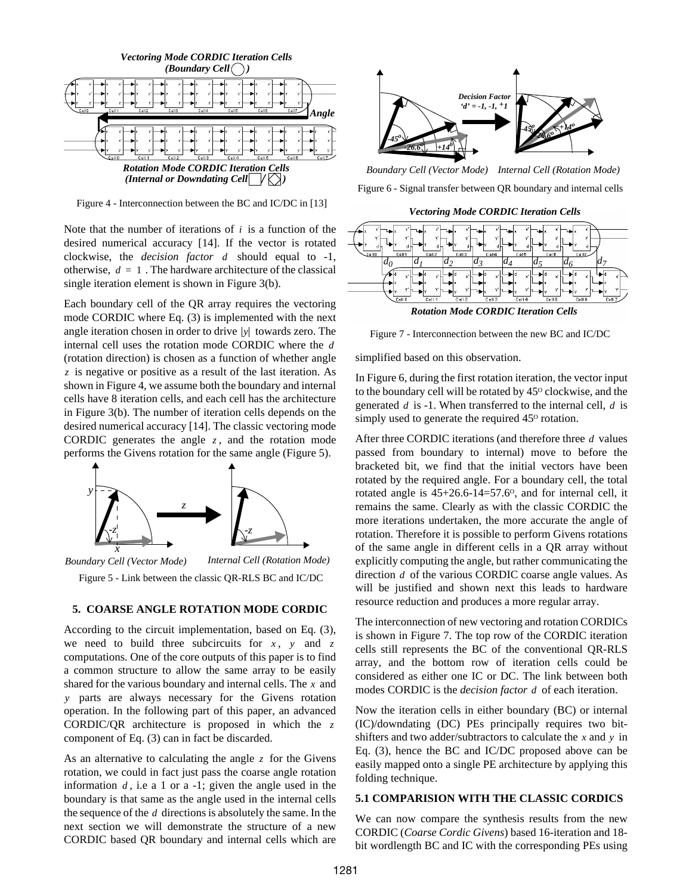Figure 4 - Interconnection between the BC and IC/DC in [13]

Note that the number of iterations of $i$ is a function of the desired numerical accuracy [14]. If the vector is rotated clockwise, the *decision factor* $d$ should equal to -1, otherwise, $d = 1$. The hardware architecture of the classical single iteration element is shown in Figure 3(b).

Each boundary cell of the QR array requires the vectoring mode CORDIC where Eq. (3) is implemented with the next angle iteration chosen in order to drive $|y|$ towards zero. The internal cell uses the rotation mode CORDIC where the $d$ (rotation direction) is chosen as a function of whether angle $z$ is negative or positive as a result of the last iteration. As shown in Figure 4, we assume both the boundary and internal cells have 8 iteration cells, and each cell has the architecture in Figure 3(b). The number of iteration cells depends on the desired numerical accuracy [14]. The classic vectoring mode CORDIC generates the angle $z$, and the rotation mode performs the Givens rotation for the same angle (Figure 5).

Figure 5 - Link between the classic QR-RLS BC and IC/DC

## 5. COARSE ANGLE ROTATION MODE CORDIC

According to the circuit implementation, based on Eq. (3), we need to build three subcircuits for $x$, $y$ and $z$ computations. One of the core outputs of this paper is to find a common structure to allow the same array to be easily shared for the various boundary and internal cells. The $x$ and $y$ parts are always necessary for the Givens rotation operation. In the following part of this paper, an advanced CORDIC/QR architecture is proposed in which the $z$ component of Eq. (3) can in fact be discarded.

As an alternative to calculating the angle $z$ for the Givens rotation, we could in fact just pass the coarse angle rotation information $d$, i.e a 1 or a -1; given the angle used in the boundary is that same as the angle used in the internal cells the sequence of the $d$ directions is absolutely the same. In the next section we will demonstrate the structure of a new CORDIC based QR boundary and internal cells which are simplified based on this observation.

Figure 6 - Signal transfer between QR boundary and internal cells

Figure 7 - Interconnection between the new BC and IC/DC

In Figure 6, during the first rotation iteration, the vector input to the boundary cell will be rotated by 45° clockwise, and the generated $d$ is -1. When transferred to the internal cell, $d$ is simply used to generate the required 45° rotation.

After three CORDIC iterations (and therefore three $d$ values passed from boundary to internal) move to before the bracketed bit, we find that the initial vectors have been rotated by the required angle. For a boundary cell, the total rotated angle is 45+26.6-14=57.6°, and for internal cell, it remains the same. Clearly as with the classic CORDIC the more iterations undertaken, the more accurate the angle of rotation. Therefore it is possible to perform Givens rotations of the same angle in different cells in a QR array without explicitly computing the angle, but rather communicating the direction $d$ of the various CORDIC coarse angle values. As will be justified and shown next this leads to hardware resource reduction and produces a more regular array.

The interconnection of new vectoring and rotation CORDICs is shown in Figure 7. The top row of the CORDIC iteration cells still represents the BC of the conventional QR-RLS array, and the bottom row of iteration cells could be considered as either one IC or DC. The link between both modes CORDIC is the *decision factor* $d$ of each iteration.

Now the iteration cells in either boundary (BC) or internal (IC)/downdating (DC) PEs principally requires two bit-shifters and two adder/subtractors to calculate the $x$ and $y$ in Eq. (3), hence the BC and IC/DC proposed above can be easily mapped onto a single PE architecture by applying this folding technique.

### 5.1 COMPARISION WITH THE CLASSIC CORDICS

We can now compare the synthesis results from the new CORDIC (*Coarse Cordic Givens*) based 16-iteration and 18-bit wordlength BC and IC with the corresponding PEs using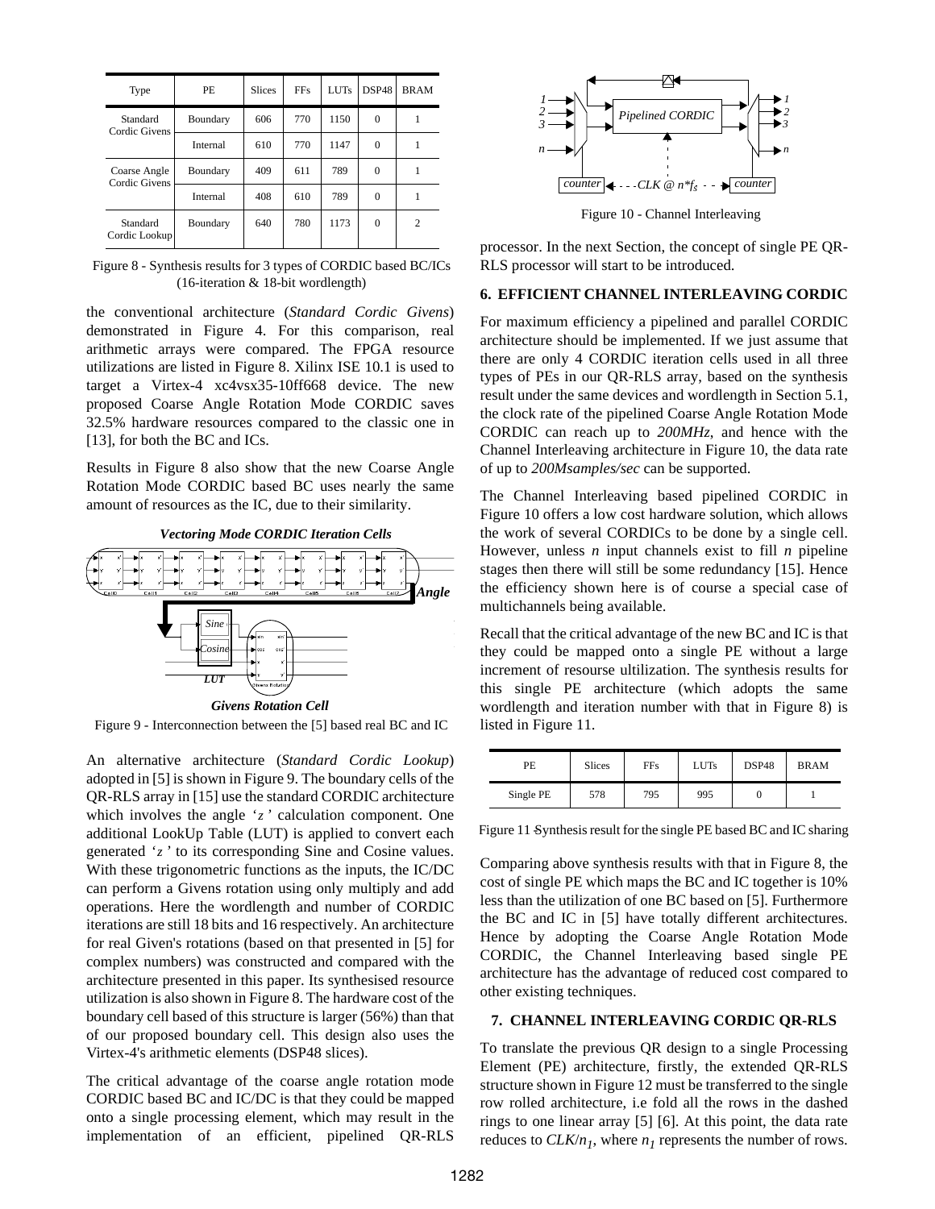| Type | PE | Slices | FFs | LUTs | DSP48 | BRAM |
|---|---|---|---|---|---|---|
| Standard Cordic Givens | Boundary | 606 | 770 | 1150 | 0 | 1 |
| | Internal | 610 | 770 | 1147 | 0 | 1 |
| Coarse Angle Cordic Givens | Boundary | 409 | 611 | 789 | 0 | 1 |
| | Internal | 408 | 610 | 789 | 0 | 1 |
| Standard Cordic Lookup | Boundary | 640 | 780 | 1173 | 0 | 2 |

Figure 8 - Synthesis results for 3 types of CORDIC based BC/ICs (16-iteration & 18-bit wordlength)

the conventional architecture (*Standard Cordic Givens*) demonstrated in Figure 4. For this comparison, real arithmetic arrays were compared. The FPGA resource utilizations are listed in Figure 8. Xilinx ISE 10.1 is used to target a Virtex-4 xc4vsx35-10ff668 device. The new proposed Coarse Angle Rotation Mode CORDIC saves 32.5% hardware resources compared to the classic one in [13], for both the BC and ICs.

Results in Figure 8 also show that the new Coarse Angle Rotation Mode CORDIC based BC uses nearly the same amount of resources as the IC, due to their similarity.

Figure 9 - Interconnection between the [5] based real BC and IC

An alternative architecture (*Standard Cordic Lookup*) adopted in [5] is shown in Figure 9. The boundary cells of the QR-RLS array in [15] use the standard CORDIC architecture which involves the angle '*z*' calculation component. One additional LookUp Table (LUT) is applied to convert each generated '*z*' to its corresponding Sine and Cosine values. With these trigonometric functions as the inputs, the IC/DC can perform a Givens rotation using only multiply and add operations. Here the wordlength and number of CORDIC iterations are still 18 bits and 16 respectively. An architecture for real Given's rotations (based on that presented in [5] for complex numbers) was constructed and compared with the architecture presented in this paper. Its synthesised resource utilization is also shown in Figure 8. The hardware cost of the boundary cell based of this structure is larger (56%) than that of our proposed boundary cell. This design also uses the Virtex-4's arithmetic elements (DSP48 slices).

The critical advantage of the coarse angle rotation mode CORDIC based BC and IC/DC is that they could be mapped onto a single processing element, which may result in the implementation of an efficient, pipelined QR-RLS processor. In the next Section, the concept of single PE QR-RLS processor will start to be introduced.

Figure 10 - Channel Interleaving

## 6. EFFICIENT CHANNEL INTERLEAVING CORDIC

For maximum efficiency a pipelined and parallel CORDIC architecture should be implemented. If we just assume that there are only 4 CORDIC iteration cells used in all three types of PEs in our QR-RLS array, based on the synthesis result under the same devices and wordlength in Section 5.1, the clock rate of the pipelined Coarse Angle Rotation Mode CORDIC can reach up to *200MHz*, and hence with the Channel Interleaving architecture in Figure 10, the data rate of up to *200Msamples/sec* can be supported.

The Channel Interleaving based pipelined CORDIC in Figure 10 offers a low cost hardware solution, which allows the work of several CORDICs to be done by a single cell. However, unless $n$ input channels exist to fill $n$ pipeline stages then there will still be some redundancy [15]. Hence the efficiency shown here is of course a special case of multichannels being available.

Recall that the critical advantage of the new BC and IC is that they could be mapped onto a single PE without a large increment of resourse ultilization. The synthesis results for this single PE architecture (which adopts the same wordlength and iteration number with that in Figure 8) is listed in Figure 11.

| PE | Slices | FFs | LUTs | DSP48 | BRAM |
|---|---|---|---|---|---|
| Single PE | 578 | 795 | 995 | 0 | 1 |

Figure 11 -Synthesis result for the single PE based BC and IC sharing

Comparing above synthesis results with that in Figure 8, the cost of single PE which maps the BC and IC together is 10% less than the utilization of one BC based on [5]. Furthermore the BC and IC in [5] have totally different architectures. Hence by adopting the Coarse Angle Rotation Mode CORDIC, the Channel Interleaving based single PE architecture has the advantage of reduced cost compared to other existing techniques.

## 7. CHANNEL INTERLEAVING CORDIC QR-RLS

To translate the previous QR design to a single Processing Element (PE) architecture, firstly, the extended QR-RLS structure shown in Figure 12 must be transferred to the single row rolled architecture, i.e fold all the rows in the dashed rings to one linear array [5] [6]. At this point, the data rate reduces to $CLK/n_1$, where $n_1$ represents the number of rows.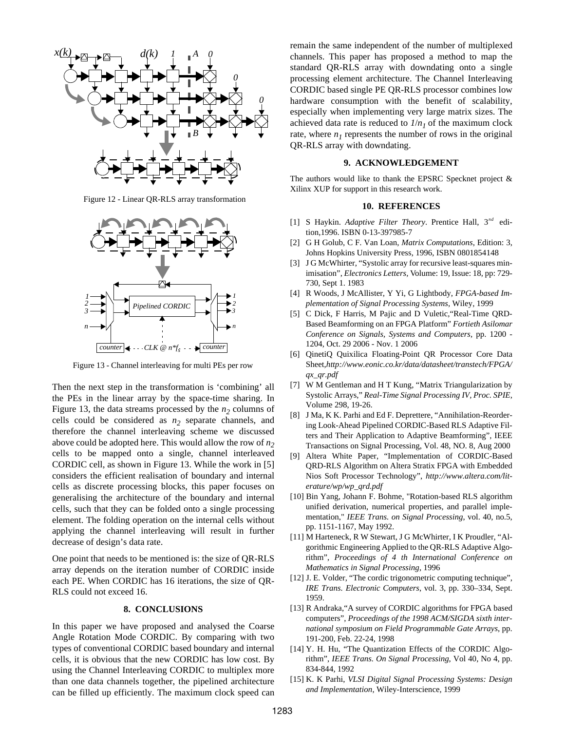x(k)

d(k)

1

A

0

0

0

B

Figure 12 - Linear QR-RLS array transformation

Pipelined CORDIC

1
2
3
n

1
2
3
n

counter

CLK @ $n*f_s$

counter

Figure 13 - Channel interleaving for multi PEs per row

Then the next step in the transformation is 'combining' all the PEs in the linear array by the space-time sharing. In Figure 13, the data streams processed by the $n_2$ columns of cells could be considered as $n_2$ separate channels, and therefore the channel interleaving scheme we discussed above could be adopted here. This would allow the row of $n_2$ cells to be mapped onto a single, channel interleaved CORDIC cell, as shown in Figure 13. While the work in [5] considers the efficient realisation of boundary and internal cells as discrete processing blocks, this paper focuses on generalising the architecture of the boundary and internal cells, such that they can be folded onto a single processing element. The folding operation on the internal cells without applying the channel interleaving will result in further decrease of design's data rate.

One point that needs to be mentioned is: the size of QR-RLS array depends on the iteration number of CORDIC inside each PE. When CORDIC has 16 iterations, the size of QR-RLS could not exceed 16.

## 8. CONCLUSIONS

In this paper we have proposed and analysed the Coarse Angle Rotation Mode CORDIC. By comparing with two types of conventional CORDIC based boundary and internal cells, it is obvious that the new CORDIC has low cost. By using the Channel Interleaving CORDIC to multiplex more than one data channels together, the pipelined architecture can be filled up efficiently. The maximum clock speed can remain the same independent of the number of multiplexed channels. This paper has proposed a method to map the standard QR-RLS array with downdating onto a single processing element architecture. The Channel Interleaving CORDIC based single PE QR-RLS processor combines low hardware consumption with the benefit of scalability, especially when implementing very large matrix sizes. The achieved data rate is reduced to $1/n_1$ of the maximum clock rate, where $n_1$ represents the number of rows in the original QR-RLS array with downdating.

## 9. ACKNOWLEDGEMENT

The authors would like to thank the EPSRC Specknet project & Xilinx XUP for support in this research work.

## 10. REFERENCES

[1] S Haykin. *Adaptive Filter Theory*. Prentice Hall, 3rd edition,1996. ISBN 0-13-397985-7

[2] G H Golub, C F. Van Loan, *Matrix Computations*, Edition: 3, Johns Hopkins University Press, 1996, ISBN 0801854148

[3] J G McWhirter, "Systolic array for recursive least-squares minimisation", *Electronics Letters,* Volume: 19, Issue: 18, pp: 729-730, Sept 1. 1983

[4] R Woods, J McAllister, Y Yi, G Lightbody, *FPGA-based Implementation of Signal Processing Systems*, Wiley, 1999

[5] C Dick, F Harris, M Pajic and D Vuletic,"Real-Time QRD-Based Beamforming on an FPGA Platform" *Fortieth Asilomar Conference on Signals, Systems and Computers*, pp. 1200 - 1204, Oct. 29 2006 - Nov. 1 2006

[6] QinetiQ Quixilica Floating-Point QR Processor Core Data Sheet,*http://www.eonic.co.kr/data/datasheet/transtech/FPGA/qx_qr.pdf*

[7] W M Gentleman and H T Kung, "Matrix Triangularization by Systolic Arrays," *Real-Time Signal Processing IV, Proc. SPIE,* Volume 298, 19-26.

[8] J Ma, K K. Parhi and Ed F. Deprettere, "Annihilation-Reordering Look-Ahead Pipelined CORDIC-Based RLS Adaptive Filters and Their Application to Adaptive Beamforming", IEEE Transactions on Signal Processing, Vol. 48, NO. 8, Aug 2000

[9] Altera White Paper, "Implementation of CORDIC-Based QRD-RLS Algorithm on Altera Stratix FPGA with Embedded Nios Soft Processor Technology", *http://www.altera.com/literature/wp/wp_qrd.pdf*

[10] Bin Yang, Johann F. Bohme, "Rotation-based RLS algorithm unified derivation, numerical properties, and parallel implementation," *IEEE Trans. on Signal Processing,* vol. 40, no.5, pp. 1151-1167, May 1992.

[11] M Harteneck, R W Stewart, J G McWhirter, I K Proudler, "Algorithmic Engineering Applied to the QR-RLS Adaptive Algorithm", *Proceedings of 4 th International Conference on Mathematics in Signal Processing*, 1996

[12] J. E. Volder, "The cordic trigonometric computing technique", *IRE Trans. Electronic Computers*, vol. 3, pp. 330–334, Sept. 1959.

[13] R Andraka,"A survey of CORDIC algorithms for FPGA based computers", *Proceedings of the 1998 ACM/SIGDA sixth international symposium on Field Programmable Gate Arrays*, pp. 191-200, Feb. 22-24, 1998

[14] Y. H. Hu, "The Quantization Effects of the CORDIC Algorithm", *IEEE Trans. On Signal Processing,* Vol 40, No 4, pp. 834-844, 1992

[15] K. K Parhi, *VLSI Digital Signal Processing Systems: Design and Implementation*, Wiley-Interscience, 1999